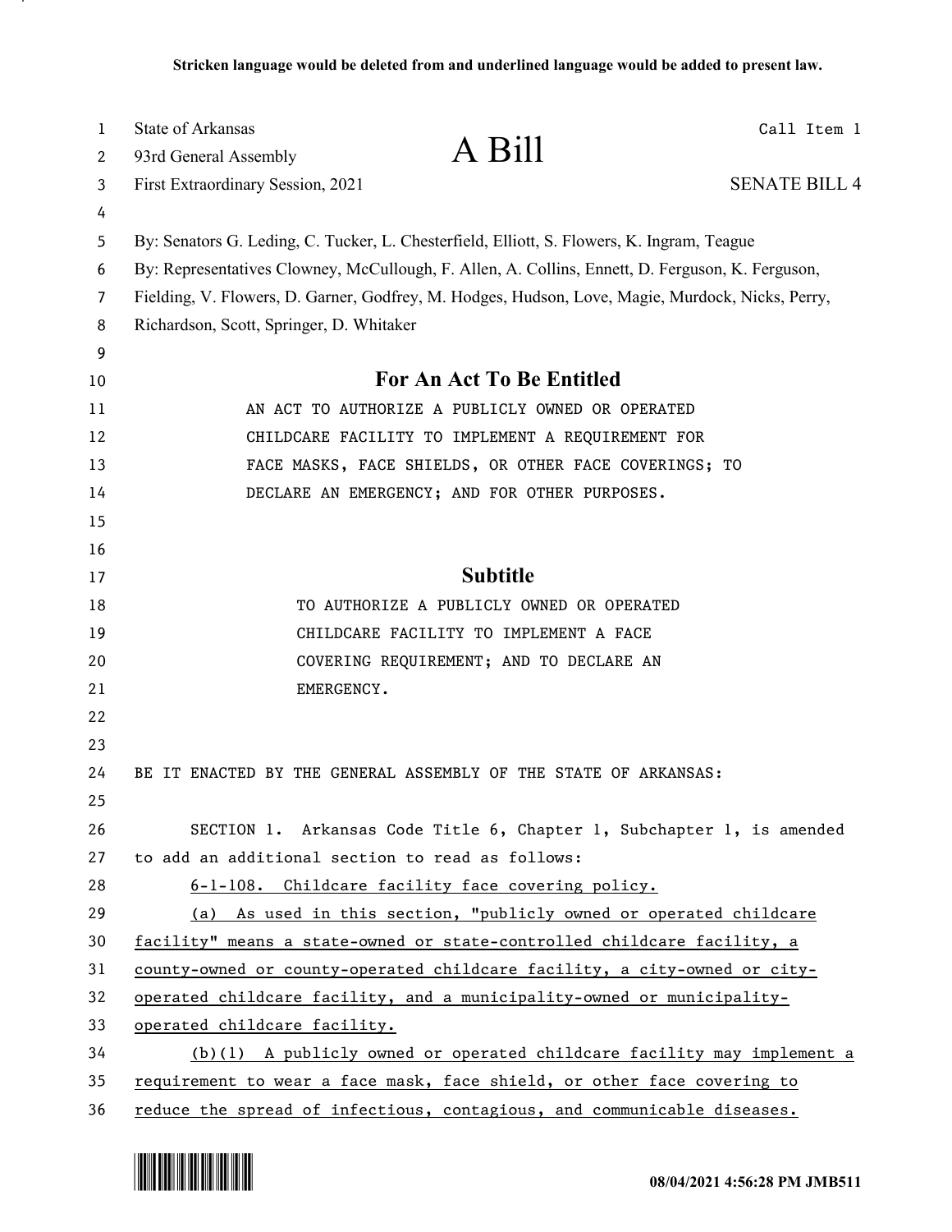**Stricken language would be deleted from and underlined language would be added to present law.**

State of Arkansas
93rd General Assembly
First Extraordinary Session, 2021

# A Bill

Call Item 1

SENATE BILL 4

By: Senators G. Leding, C. Tucker, L. Chesterfield, Elliott, S. Flowers, K. Ingram, Teague
By: Representatives Clowney, McCullough, F. Allen, A. Collins, Ennett, D. Ferguson, K. Ferguson, Fielding, V. Flowers, D. Garner, Godfrey, M. Hodges, Hudson, Love, Magie, Murdock, Nicks, Perry, Richardson, Scott, Springer, D. Whitaker

## For An Act To Be Entitled

AN ACT TO AUTHORIZE A PUBLICLY OWNED OR OPERATED CHILDCARE FACILITY TO IMPLEMENT A REQUIREMENT FOR FACE MASKS, FACE SHIELDS, OR OTHER FACE COVERINGS; TO DECLARE AN EMERGENCY; AND FOR OTHER PURPOSES.

## Subtitle

TO AUTHORIZE A PUBLICLY OWNED OR OPERATED CHILDCARE FACILITY TO IMPLEMENT A FACE COVERING REQUIREMENT; AND TO DECLARE AN EMERGENCY.

BE IT ENACTED BY THE GENERAL ASSEMBLY OF THE STATE OF ARKANSAS:

SECTION 1. Arkansas Code Title 6, Chapter 1, Subchapter 1, is amended to add an additional section to read as follows:

<u>6-1-108. Childcare facility face covering policy.</u>

<u>(a) As used in this section, "publicly owned or operated childcare facility" means a state-owned or state-controlled childcare facility, a county-owned or county-operated childcare facility, a city-owned or city-operated childcare facility, and a municipality-owned or municipality-operated childcare facility.</u>

<u>(b)(1) A publicly owned or operated childcare facility may implement a requirement to wear a face mask, face shield, or other face covering to reduce the spread of infectious, contagious, and communicable diseases.</u>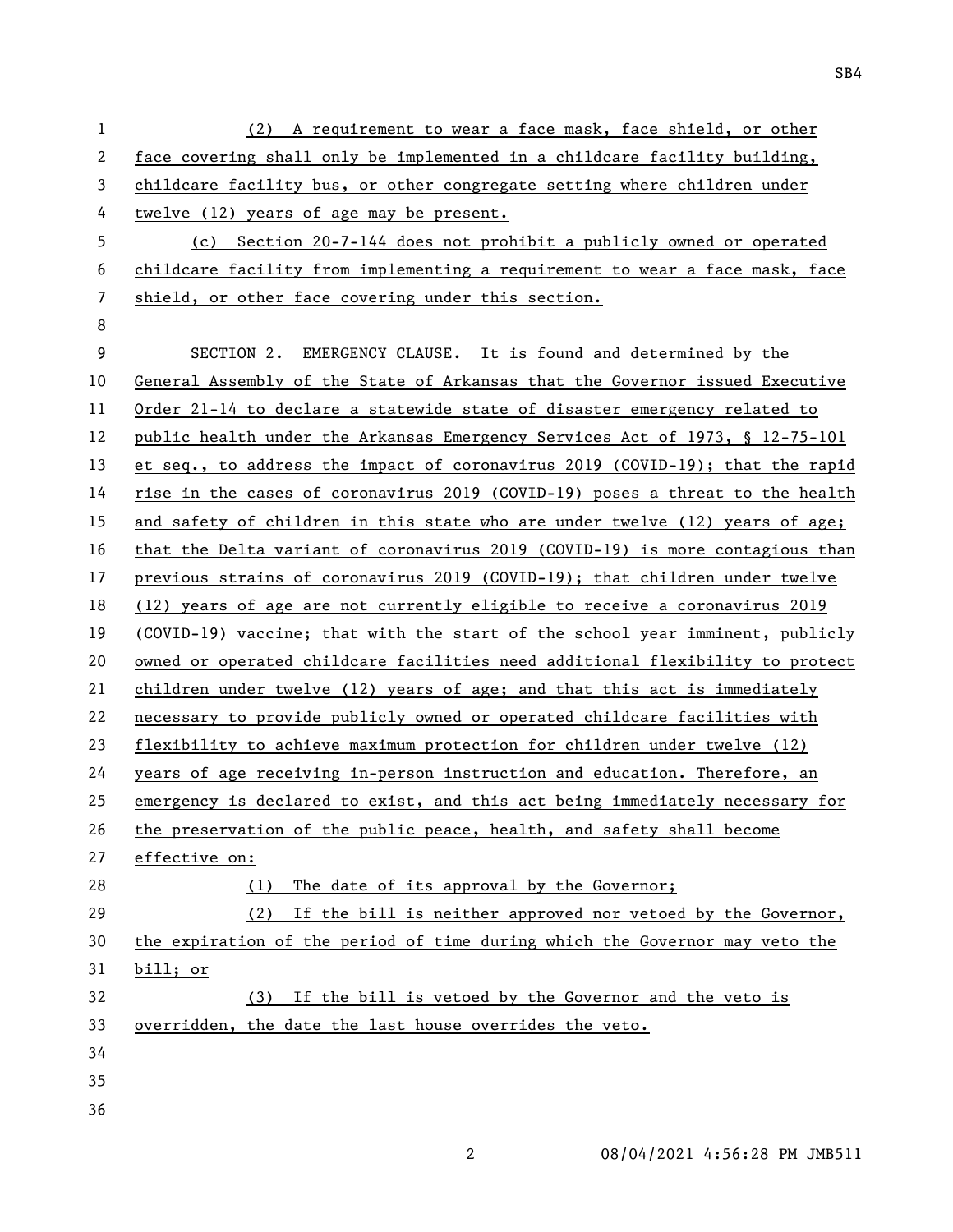(2) A requirement to wear a face mask, face shield, or other face covering shall only be implemented in a childcare facility building, childcare facility bus, or other congregate setting where children under twelve (12) years of age may be present.

(c) Section 20-7-144 does not prohibit a publicly owned or operated childcare facility from implementing a requirement to wear a face mask, face shield, or other face covering under this section.

SECTION 2. EMERGENCY CLAUSE. It is found and determined by the General Assembly of the State of Arkansas that the Governor issued Executive Order 21-14 to declare a statewide state of disaster emergency related to public health under the Arkansas Emergency Services Act of 1973, § 12-75-101 et seq., to address the impact of coronavirus 2019 (COVID-19); that the rapid rise in the cases of coronavirus 2019 (COVID-19) poses a threat to the health and safety of children in this state who are under twelve (12) years of age; that the Delta variant of coronavirus 2019 (COVID-19) is more contagious than previous strains of coronavirus 2019 (COVID-19); that children under twelve (12) years of age are not currently eligible to receive a coronavirus 2019 (COVID-19) vaccine; that with the start of the school year imminent, publicly owned or operated childcare facilities need additional flexibility to protect children under twelve (12) years of age; and that this act is immediately necessary to provide publicly owned or operated childcare facilities with flexibility to achieve maximum protection for children under twelve (12) years of age receiving in-person instruction and education. Therefore, an emergency is declared to exist, and this act being immediately necessary for the preservation of the public peace, health, and safety shall become effective on:

(1) The date of its approval by the Governor;

(2) If the bill is neither approved nor vetoed by the Governor, the expiration of the period of time during which the Governor may veto the bill; or

(3) If the bill is vetoed by the Governor and the veto is overridden, the date the last house overrides the veto.